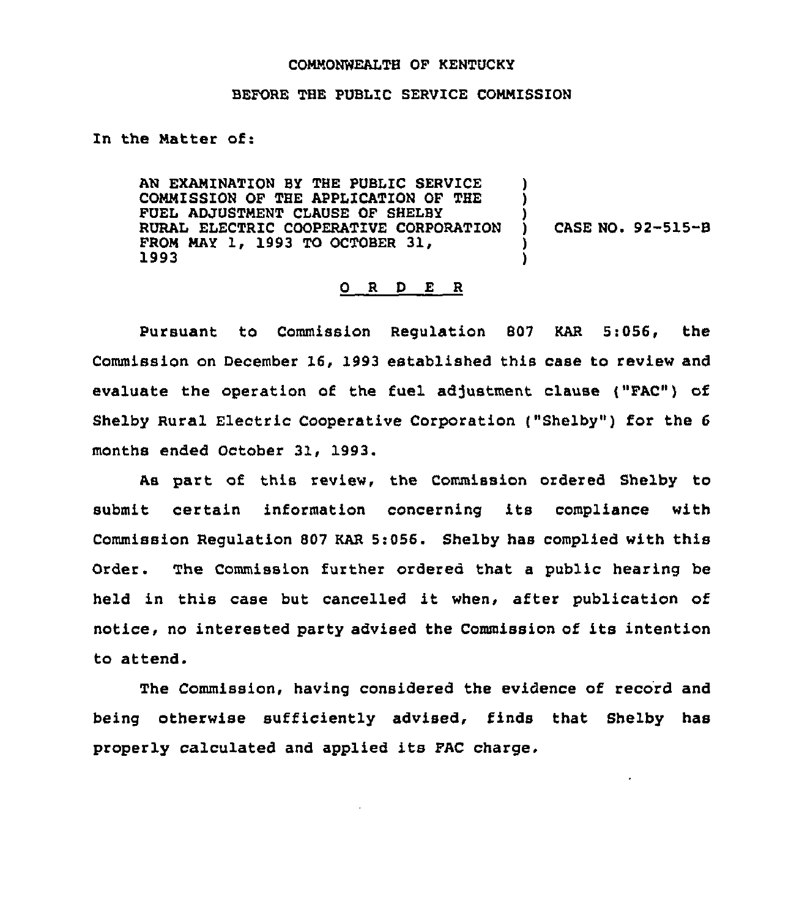COMMONWEALTH OF KENTUCKY

BEFORE THE PUBLIC SERVICE COMMISSION

In the Matter of:

AN EXAMINATION BY THE PUBLIC SERVICE COMMISSION OF THE APPLICATION OF THE FUEL ADJUSTMENT CLAUSE OF SHELBY RURAL ELECTRIC COOPERATIVE CORPORATION FROM MAY 1, 1993 TO OCTOBER 31, 1993 ) CASE NO. 92-515-B

O R D E R

Pursuant to Commission Regulation 807 KAR 5:056, the Commission on December 16, 1993 established this case to review and evaluate the operation of the fuel adjustment clause ("FAC") of Shelby Rural Electric Cooperative Corporation ("Shelby") for the 6 months ended October 31, 1993.

As part of this review, the Commission ordered Shelby to submit certain information concerning its compliance with Commission Regulation 807 KAR 5:056. Shelby has complied with this Order. The Commission further ordered that a public hearing be held in this case but cancelled it when, after publication of notice, no interested party advised the Commission of its intention to attend.

The Commission, having considered the evidence of record and being otherwise sufficiently advised, finds that Shelby has properly calculated and applied its FAC charge.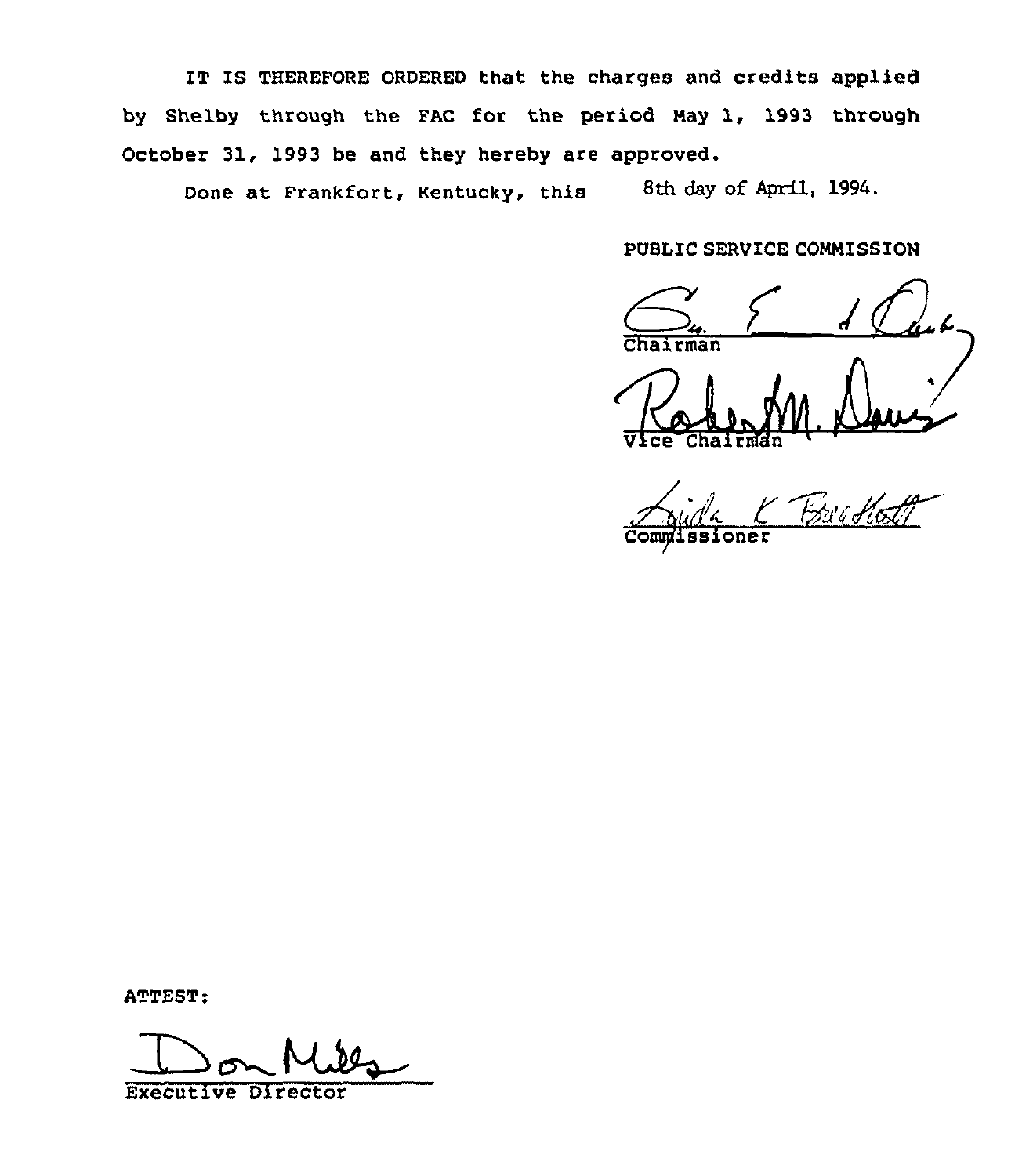IT IS THEREFORE ORDERED that the charges and credits applied by Shelby through the FAC for the period May 1, 1993 through October 31, 1993 be and they hereby are approved.

Done at Frankfort, Kentucky, this 8th day of April, 1994.

PUBLIC SERVICE COMMISSION

Chairman

Vice Chairman

Commissioner

ATTEST:

Executive Director